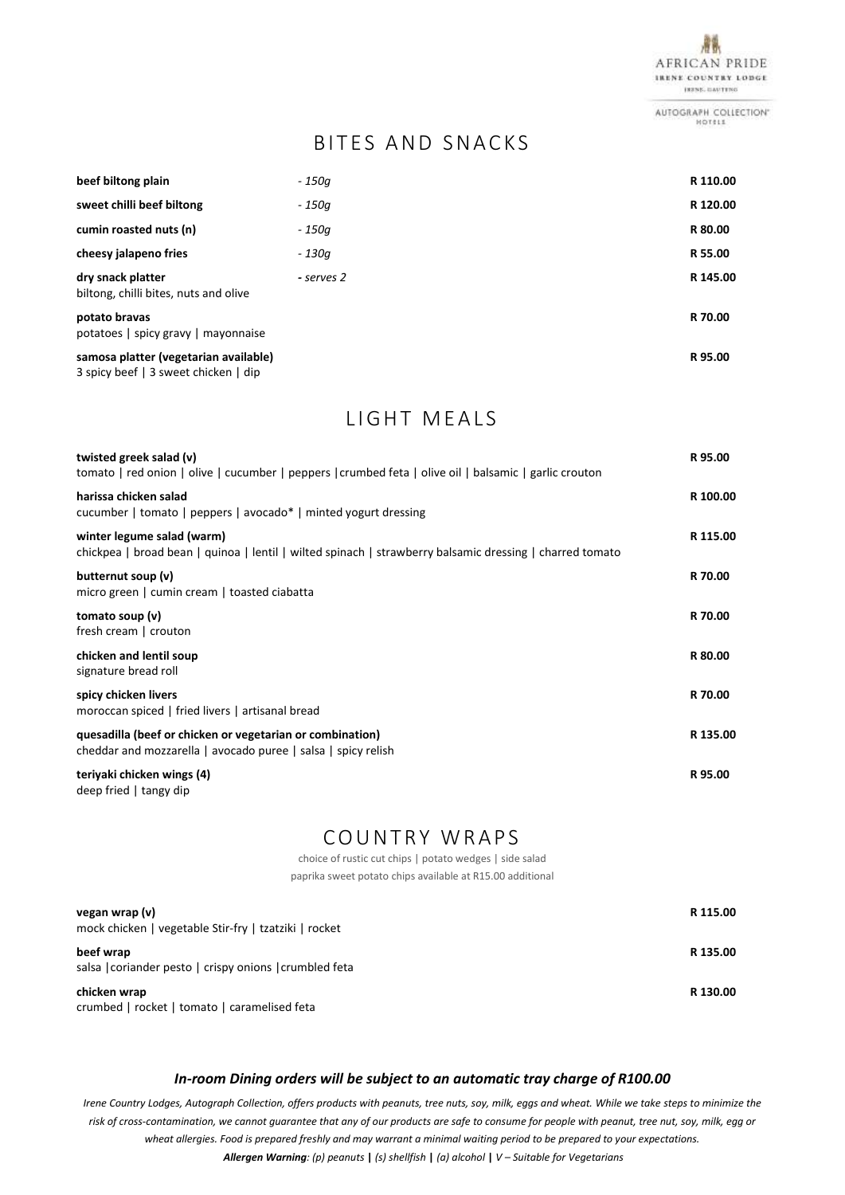AFRICAN PRIDE
IRENE COUNTRY LODGE
IRENE, GAUTENG

AUTOGRAPH COLLECTION® HOTELS

## BITES AND SNACKS

| | | |
|---|---|---|
| **beef biltong plain** | *- 150g* | **R 110.00** |
| **sweet chilli beef biltong** | *- 150g* | **R 120.00** |
| **cumin roasted nuts (n)** | *- 150g* | **R 80.00** |
| **cheesy jalapeno fries** | *- 130g* | **R 55.00** |
| **dry snack platter**<br>biltong, chilli bites, nuts and olive | *- serves 2* | **R 145.00** |
| **potato bravas**<br>potatoes \| spicy gravy \| mayonnaise | | **R 70.00** |
| **samosa platter (vegetarian available)**<br>3 spicy beef \| 3 sweet chicken \| dip | | **R 95.00** |

## LIGHT MEALS

| | |
|---|---|
| **twisted greek salad (v)**<br>tomato \| red onion \| olive \| cucumber \| peppers \|crumbed feta \| olive oil \| balsamic \| garlic crouton | **R 95.00** |
| **harissa chicken salad**<br>cucumber \| tomato \| peppers \| avocado* \| minted yogurt dressing | **R 100.00** |
| **winter legume salad (warm)**<br>chickpea \| broad bean \| quinoa \| lentil \| wilted spinach \| strawberry balsamic dressing \| charred tomato | **R 115.00** |
| **butternut soup (v)**<br>micro green \| cumin cream \| toasted ciabatta | **R 70.00** |
| **tomato soup (v)**<br>fresh cream \| crouton | **R 70.00** |
| **chicken and lentil soup**<br>signature bread roll | **R 80.00** |
| **spicy chicken livers**<br>moroccan spiced \| fried livers \| artisanal bread | **R 70.00** |
| **quesadilla (beef or chicken or vegetarian or combination)**<br>cheddar and mozzarella \| avocado puree \| salsa \| spicy relish | **R 135.00** |
| **teriyaki chicken wings (4)**<br>deep fried \| tangy dip | **R 95.00** |

## COUNTRY WRAPS

choice of rustic cut chips | potato wedges | side salad
paprika sweet potato chips available at R15.00 additional

| | |
|---|---|
| **vegan wrap (v)**<br>mock chicken \| vegetable Stir-fry \| tzatziki \| rocket | **R 115.00** |
| **beef wrap**<br>salsa \|coriander pesto \| crispy onions \|crumbled feta | **R 135.00** |
| **chicken wrap**<br>crumbed \| rocket \| tomato \| caramelised feta | **R 130.00** |

***In-room Dining orders will be subject to an automatic tray charge of R100.00***

*Irene Country Lodges, Autograph Collection, offers products with peanuts, tree nuts, soy, milk, eggs and wheat. While we take steps to minimize the risk of cross-contamination, we cannot guarantee that any of our products are safe to consume for people with peanut, tree nut, soy, milk, egg or wheat allergies. Food is prepared freshly and may warrant a minimal waiting period to be prepared to your expectations.*

***Allergen Warning**: (p) peanuts **|** (s) shellfish **|** (a) alcohol **|** V – Suitable for Vegetarians*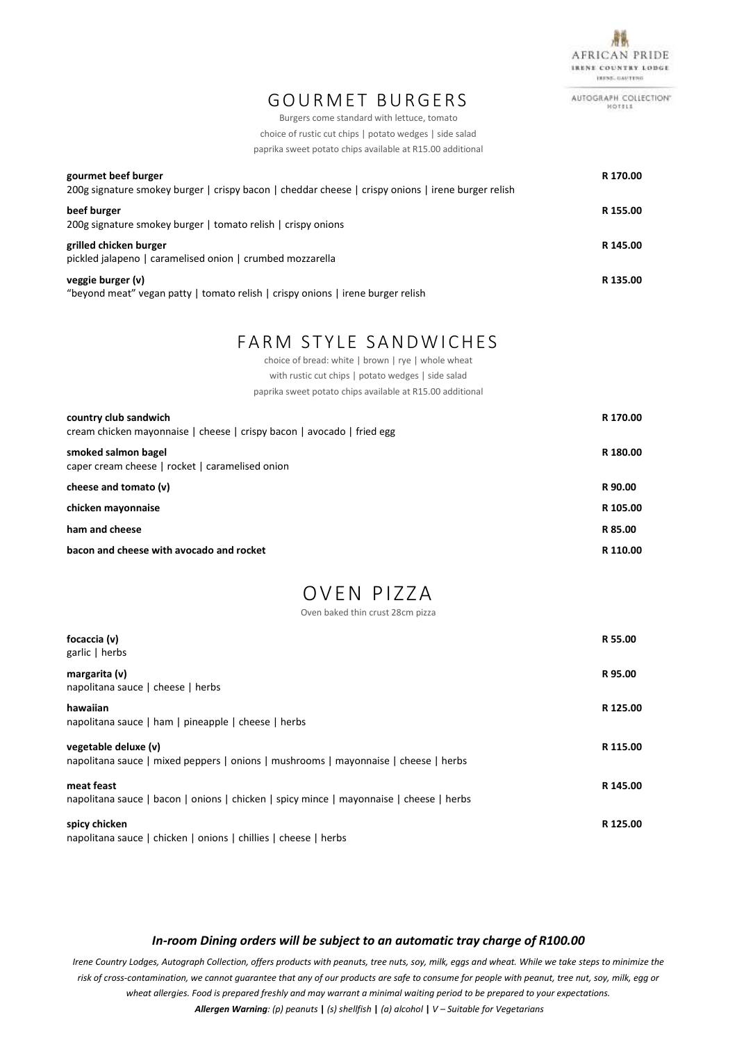AFRICAN PRIDE
IRENE COUNTRY LODGE
IRENE, GAUTENG

AUTOGRAPH COLLECTION HOTELS

# GOURMET BURGERS

Burgers come standard with lettuce, tomato
choice of rustic cut chips | potato wedges | side salad
paprika sweet potato chips available at R15.00 additional

**gourmet beef burger** — **R 170.00**
200g signature smokey burger | crispy bacon | cheddar cheese | crispy onions | irene burger relish

**beef burger** — **R 155.00**
200g signature smokey burger | tomato relish | crispy onions

**grilled chicken burger** — **R 145.00**
pickled jalapeno | caramelised onion | crumbed mozzarella

**veggie burger (v)** — **R 135.00**
"beyond meat" vegan patty | tomato relish | crispy onions | irene burger relish

# FARM STYLE SANDWICHES

choice of bread: white | brown | rye | whole wheat
with rustic cut chips | potato wedges | side salad
paprika sweet potato chips available at R15.00 additional

**country club sandwich** — **R 170.00**
cream chicken mayonnaise | cheese | crispy bacon | avocado | fried egg

**smoked salmon bagel** — **R 180.00**
caper cream cheese | rocket | caramelised onion

**cheese and tomato (v)** — **R 90.00**

**chicken mayonnaise** — **R 105.00**

**ham and cheese** — **R 85.00**

**bacon and cheese with avocado and rocket** — **R 110.00**

# OVEN PIZZA

Oven baked thin crust 28cm pizza

**focaccia (v)** — **R 55.00**
garlic | herbs

**margarita (v)** — **R 95.00**
napolitana sauce | cheese | herbs

**hawaiian** — **R 125.00**
napolitana sauce | ham | pineapple | cheese | herbs

**vegetable deluxe (v)** — **R 115.00**
napolitana sauce | mixed peppers | onions | mushrooms | mayonnaise | cheese | herbs

**meat feast** — **R 145.00**
napolitana sauce | bacon | onions | chicken | spicy mince | mayonnaise | cheese | herbs

**spicy chicken** — **R 125.00**
napolitana sauce | chicken | onions | chillies | cheese | herbs

***In-room Dining orders will be subject to an automatic tray charge of R100.00***

*Irene Country Lodges, Autograph Collection, offers products with peanuts, tree nuts, soy, milk, eggs and wheat. While we take steps to minimize the risk of cross-contamination, we cannot guarantee that any of our products are safe to consume for people with peanut, tree nut, soy, milk, egg or wheat allergies. Food is prepared freshly and may warrant a minimal waiting period to be prepared to your expectations.*

***Allergen Warning**: (p) peanuts **|** (s) shellfish **|** (a) alcohol **|** V – Suitable for Vegetarians*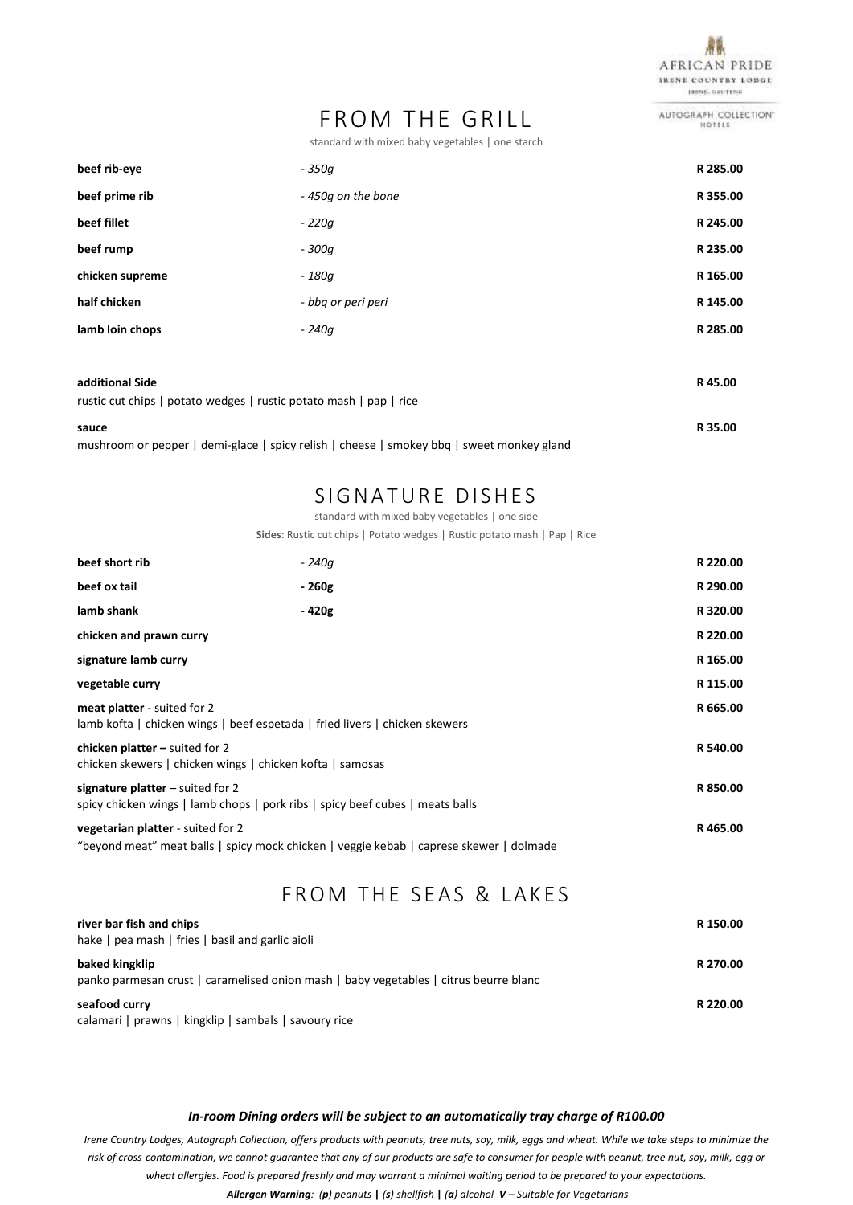AFRICAN PRIDE
IRENE COUNTRY LODGE
IRENE, GAUTENG

AUTOGRAPH COLLECTION HOTELS

# FROM THE GRILL

standard with mixed baby vegetables | one starch

| | | |
|---|---|---|
| **beef rib-eye** | *- 350g* | **R 285.00** |
| **beef prime rib** | *- 450g on the bone* | **R 355.00** |
| **beef fillet** | *- 220g* | **R 245.00** |
| **beef rump** | *- 300g* | **R 235.00** |
| **chicken supreme** | *- 180g* | **R 165.00** |
| **half chicken** | *- bbq or peri peri* | **R 145.00** |
| **lamb loin chops** | *- 240g* | **R 285.00** |

**additional Side** **R 45.00**
rustic cut chips | potato wedges | rustic potato mash | pap | rice

**sauce** **R 35.00**
mushroom or pepper | demi-glace | spicy relish | cheese | smokey bbq | sweet monkey gland

# SIGNATURE DISHES

standard with mixed baby vegetables | one side

**Sides**: Rustic cut chips | Potato wedges | Rustic potato mash | Pap | Rice

| | | |
|---|---|---|
| **beef short rib** | *- 240g* | **R 220.00** |
| **beef ox tail** | **- 260g** | **R 290.00** |
| **lamb shank** | **- 420g** | **R 320.00** |
| **chicken and prawn curry** | | **R 220.00** |
| **signature lamb curry** | | **R 165.00** |
| **vegetable curry** | | **R 115.00** |

**meat platter** - suited for 2 **R 665.00**
lamb kofta | chicken wings | beef espetada | fried livers | chicken skewers

**chicken platter –** suited for 2 **R 540.00**
chicken skewers | chicken wings | chicken kofta | samosas

**signature platter** – suited for 2 **R 850.00**
spicy chicken wings | lamb chops | pork ribs | spicy beef cubes | meats balls

**vegetarian platter** - suited for 2 **R 465.00**
"beyond meat" meat balls | spicy mock chicken | veggie kebab | caprese skewer | dolmade

# FROM THE SEAS & LAKES

**river bar fish and chips** **R 150.00**
hake | pea mash | fries | basil and garlic aioli

**baked kingklip** **R 270.00**
panko parmesan crust | caramelised onion mash | baby vegetables | citrus beurre blanc

**seafood curry** **R 220.00**
calamari | prawns | kingklip | sambals | savoury rice

***In-room Dining orders will be subject to an automatically tray charge of R100.00***

*Irene Country Lodges, Autograph Collection, offers products with peanuts, tree nuts, soy, milk, eggs and wheat. While we take steps to minimize the risk of cross-contamination, we cannot guarantee that any of our products are safe to consumer for people with peanut, tree nut, soy, milk, egg or wheat allergies. Food is prepared freshly and may warrant a minimal waiting period to be prepared to your expectations.*

***Allergen Warning**: (**p**) peanuts **|** (**s**) shellfish **|** (**a**) alcohol **V** – Suitable for Vegetarians*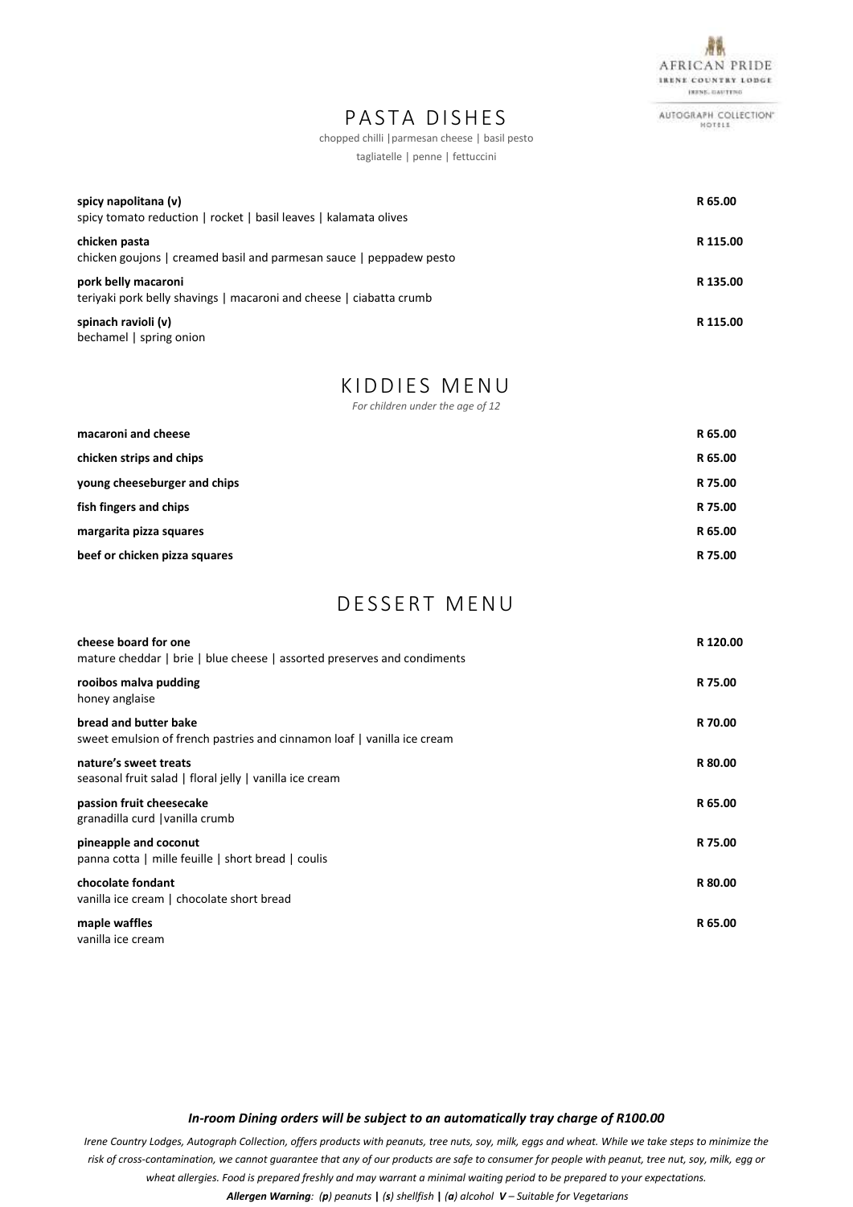AFRICAN PRIDE
IRENE COUNTRY LODGE
IRENE, GAUTENG

AUTOGRAPH COLLECTION
HOTELS

## PASTA DISHES

chopped chilli |parmesan cheese | basil pesto

tagliatelle | penne | fettuccini

| | |
|---|---|
| **spicy napolitana (v)**<br>spicy tomato reduction \| rocket \| basil leaves \| kalamata olives | **R 65.00** |
| **chicken pasta**<br>chicken goujons \| creamed basil and parmesan sauce \| peppadew pesto | **R 115.00** |
| **pork belly macaroni**<br>teriyaki pork belly shavings \| macaroni and cheese \| ciabatta crumb | **R 135.00** |
| **spinach ravioli (v)**<br>bechamel \| spring onion | **R 115.00** |

## KIDDIES MENU

*For children under the age of 12*

| | |
|---|---|
| **macaroni and cheese** | **R 65.00** |
| **chicken strips and chips** | **R 65.00** |
| **young cheeseburger and chips** | **R 75.00** |
| **fish fingers and chips** | **R 75.00** |
| **margarita pizza squares** | **R 65.00** |
| **beef or chicken pizza squares** | **R 75.00** |

## DESSERT MENU

| | |
|---|---|
| **cheese board for one**<br>mature cheddar \| brie \| blue cheese \| assorted preserves and condiments | **R 120.00** |
| **rooibos malva pudding**<br>honey anglaise | **R 75.00** |
| **bread and butter bake**<br>sweet emulsion of french pastries and cinnamon loaf \| vanilla ice cream | **R 70.00** |
| **nature's sweet treats**<br>seasonal fruit salad \| floral jelly \| vanilla ice cream | **R 80.00** |
| **passion fruit cheesecake**<br>granadilla curd \|vanilla crumb | **R 65.00** |
| **pineapple and coconut**<br>panna cotta \| mille feuille \| short bread \| coulis | **R 75.00** |
| **chocolate fondant**<br>vanilla ice cream \| chocolate short bread | **R 80.00** |
| **maple waffles**<br>vanilla ice cream | **R 65.00** |

***In-room Dining orders will be subject to an automatically tray charge of R100.00***

*Irene Country Lodges, Autograph Collection, offers products with peanuts, tree nuts, soy, milk, eggs and wheat. While we take steps to minimize the risk of cross-contamination, we cannot guarantee that any of our products are safe to consumer for people with peanut, tree nut, soy, milk, egg or wheat allergies. Food is prepared freshly and may warrant a minimal waiting period to be prepared to your expectations.*

***Allergen Warning**: (**p**) peanuts **|** (s) shellfish **|** (**a**) alcohol **V** – Suitable for Vegetarians*